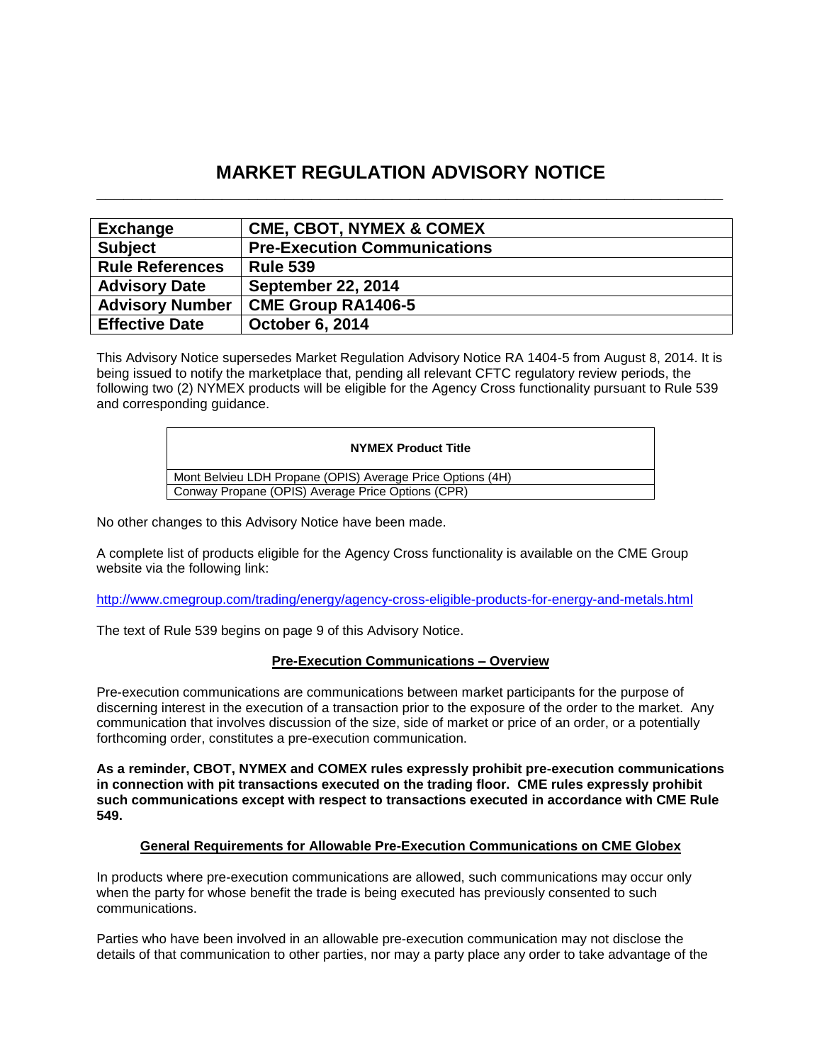# MARKET REGULATION ADVISORY NOTICE

| | |
|---|---|
| **Exchange** | **CME, CBOT, NYMEX & COMEX** |
| **Subject** | **Pre-Execution Communications** |
| **Rule References** | **Rule 539** |
| **Advisory Date** | **September 22, 2014** |
| **Advisory Number** | **CME Group RA1406-5** |
| **Effective Date** | **October 6, 2014** |

This Advisory Notice supersedes Market Regulation Advisory Notice RA 1404-5 from August 8, 2014. It is being issued to notify the marketplace that, pending all relevant CFTC regulatory review periods, the following two (2) NYMEX products will be eligible for the Agency Cross functionality pursuant to Rule 539 and corresponding guidance.

| **NYMEX Product Title** |
|---|
| Mont Belvieu LDH Propane (OPIS) Average Price Options (4H) |
| Conway Propane (OPIS) Average Price Options (CPR) |

No other changes to this Advisory Notice have been made.

A complete list of products eligible for the Agency Cross functionality is available on the CME Group website via the following link:

http://www.cmegroup.com/trading/energy/agency-cross-eligible-products-for-energy-and-metals.html

The text of Rule 539 begins on page 9 of this Advisory Notice.

## Pre-Execution Communications – Overview

Pre-execution communications are communications between market participants for the purpose of discerning interest in the execution of a transaction prior to the exposure of the order to the market. Any communication that involves discussion of the size, side of market or price of an order, or a potentially forthcoming order, constitutes a pre-execution communication.

**As a reminder, CBOT, NYMEX and COMEX rules expressly prohibit pre-execution communications in connection with pit transactions executed on the trading floor. CME rules expressly prohibit such communications except with respect to transactions executed in accordance with CME Rule 549.**

## General Requirements for Allowable Pre-Execution Communications on CME Globex

In products where pre-execution communications are allowed, such communications may occur only when the party for whose benefit the trade is being executed has previously consented to such communications.

Parties who have been involved in an allowable pre-execution communication may not disclose the details of that communication to other parties, nor may a party place any order to take advantage of the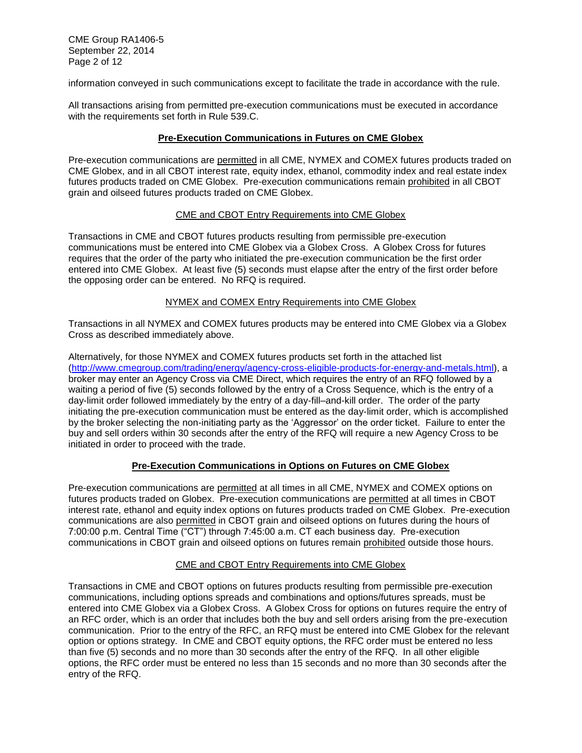information conveyed in such communications except to facilitate the trade in accordance with the rule.

All transactions arising from permitted pre-execution communications must be executed in accordance with the requirements set forth in Rule 539.C.

## **Pre-Execution Communications in Futures on CME Globex**

Pre-execution communications are permitted in all CME, NYMEX and COMEX futures products traded on CME Globex, and in all CBOT interest rate, equity index, ethanol, commodity index and real estate index futures products traded on CME Globex. Pre-execution communications remain prohibited in all CBOT grain and oilseed futures products traded on CME Globex.

### CME and CBOT Entry Requirements into CME Globex

Transactions in CME and CBOT futures products resulting from permissible pre-execution communications must be entered into CME Globex via a Globex Cross. A Globex Cross for futures requires that the order of the party who initiated the pre-execution communication be the first order entered into CME Globex. At least five (5) seconds must elapse after the entry of the first order before the opposing order can be entered. No RFQ is required.

### NYMEX and COMEX Entry Requirements into CME Globex

Transactions in all NYMEX and COMEX futures products may be entered into CME Globex via a Globex Cross as described immediately above.

Alternatively, for those NYMEX and COMEX futures products set forth in the attached list (http://www.cmegroup.com/trading/energy/agency-cross-eligible-products-for-energy-and-metals.html), a broker may enter an Agency Cross via CME Direct, which requires the entry of an RFQ followed by a waiting a period of five (5) seconds followed by the entry of a Cross Sequence, which is the entry of a day-limit order followed immediately by the entry of a day-fill–and-kill order. The order of the party initiating the pre-execution communication must be entered as the day-limit order, which is accomplished by the broker selecting the non-initiating party as the 'Aggressor' on the order ticket. Failure to enter the buy and sell orders within 30 seconds after the entry of the RFQ will require a new Agency Cross to be initiated in order to proceed with the trade.

## **Pre-Execution Communications in Options on Futures on CME Globex**

Pre-execution communications are permitted at all times in all CME, NYMEX and COMEX options on futures products traded on Globex. Pre-execution communications are permitted at all times in CBOT interest rate, ethanol and equity index options on futures products traded on CME Globex. Pre-execution communications are also permitted in CBOT grain and oilseed options on futures during the hours of 7:00:00 p.m. Central Time ("CT") through 7:45:00 a.m. CT each business day. Pre-execution communications in CBOT grain and oilseed options on futures remain prohibited outside those hours.

### CME and CBOT Entry Requirements into CME Globex

Transactions in CME and CBOT options on futures products resulting from permissible pre-execution communications, including options spreads and combinations and options/futures spreads, must be entered into CME Globex via a Globex Cross. A Globex Cross for options on futures require the entry of an RFC order, which is an order that includes both the buy and sell orders arising from the pre-execution communication. Prior to the entry of the RFC, an RFQ must be entered into CME Globex for the relevant option or options strategy. In CME and CBOT equity options, the RFC order must be entered no less than five (5) seconds and no more than 30 seconds after the entry of the RFQ. In all other eligible options, the RFC order must be entered no less than 15 seconds and no more than 30 seconds after the entry of the RFQ.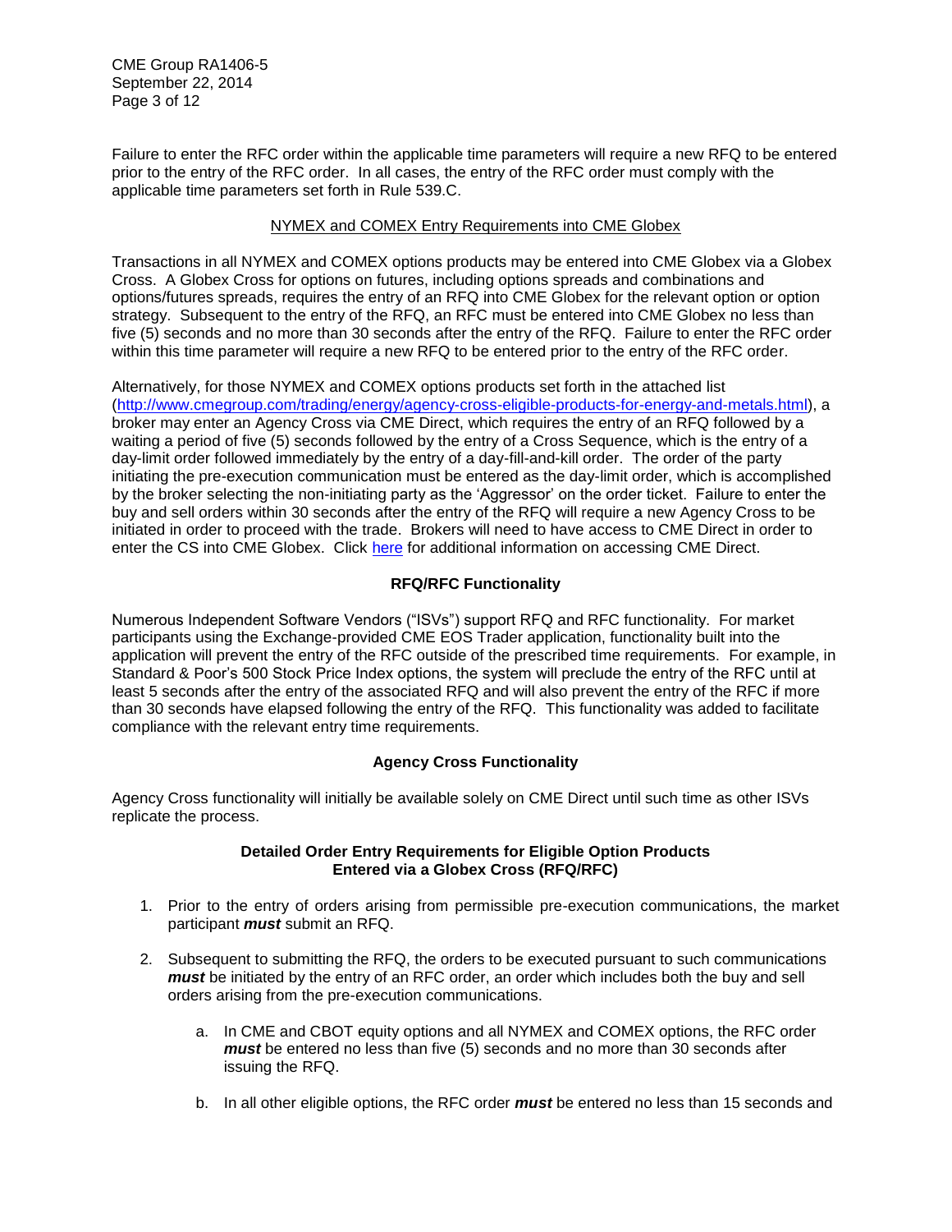Failure to enter the RFC order within the applicable time parameters will require a new RFQ to be entered prior to the entry of the RFC order. In all cases, the entry of the RFC order must comply with the applicable time parameters set forth in Rule 539.C.

NYMEX and COMEX Entry Requirements into CME Globex

Transactions in all NYMEX and COMEX options products may be entered into CME Globex via a Globex Cross. A Globex Cross for options on futures, including options spreads and combinations and options/futures spreads, requires the entry of an RFQ into CME Globex for the relevant option or option strategy. Subsequent to the entry of the RFQ, an RFC must be entered into CME Globex no less than five (5) seconds and no more than 30 seconds after the entry of the RFQ. Failure to enter the RFC order within this time parameter will require a new RFQ to be entered prior to the entry of the RFC order.

Alternatively, for those NYMEX and COMEX options products set forth in the attached list (http://www.cmegroup.com/trading/energy/agency-cross-eligible-products-for-energy-and-metals.html), a broker may enter an Agency Cross via CME Direct, which requires the entry of an RFQ followed by a waiting a period of five (5) seconds followed by the entry of a Cross Sequence, which is the entry of a day-limit order followed immediately by the entry of a day-fill-and-kill order. The order of the party initiating the pre-execution communication must be entered as the day-limit order, which is accomplished by the broker selecting the non-initiating party as the 'Aggressor' on the order ticket. Failure to enter the buy and sell orders within 30 seconds after the entry of the RFQ will require a new Agency Cross to be initiated in order to proceed with the trade. Brokers will need to have access to CME Direct in order to enter the CS into CME Globex. Click here for additional information on accessing CME Direct.

**RFQ/RFC Functionality**

Numerous Independent Software Vendors ("ISVs") support RFQ and RFC functionality. For market participants using the Exchange-provided CME EOS Trader application, functionality built into the application will prevent the entry of the RFC outside of the prescribed time requirements. For example, in Standard & Poor's 500 Stock Price Index options, the system will preclude the entry of the RFC until at least 5 seconds after the entry of the associated RFQ and will also prevent the entry of the RFC if more than 30 seconds have elapsed following the entry of the RFQ. This functionality was added to facilitate compliance with the relevant entry time requirements.

**Agency Cross Functionality**

Agency Cross functionality will initially be available solely on CME Direct until such time as other ISVs replicate the process.

**Detailed Order Entry Requirements for Eligible Option Products Entered via a Globex Cross (RFQ/RFC)**

1. Prior to the entry of orders arising from permissible pre-execution communications, the market participant ***must*** submit an RFQ.

2. Subsequent to submitting the RFQ, the orders to be executed pursuant to such communications ***must*** be initiated by the entry of an RFC order, an order which includes both the buy and sell orders arising from the pre-execution communications.

   a. In CME and CBOT equity options and all NYMEX and COMEX options, the RFC order ***must*** be entered no less than five (5) seconds and no more than 30 seconds after issuing the RFQ.

   b. In all other eligible options, the RFC order ***must*** be entered no less than 15 seconds and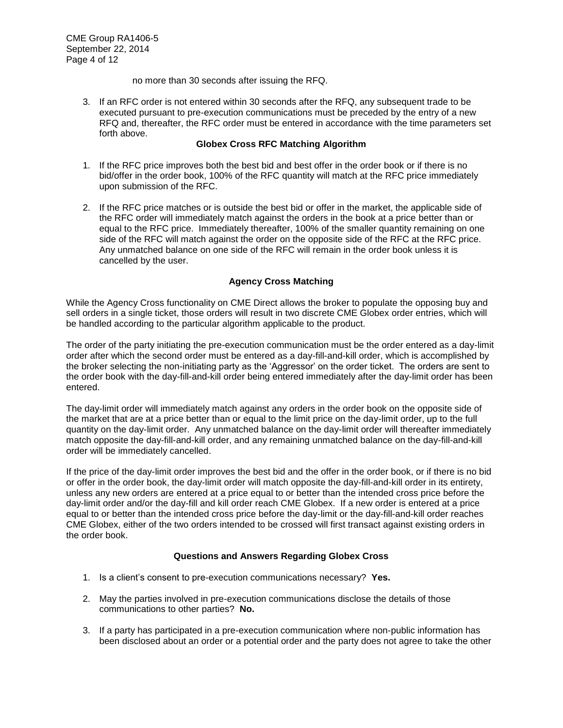no more than 30 seconds after issuing the RFQ.

3. If an RFC order is not entered within 30 seconds after the RFQ, any subsequent trade to be executed pursuant to pre-execution communications must be preceded by the entry of a new RFQ and, thereafter, the RFC order must be entered in accordance with the time parameters set forth above.

### Globex Cross RFC Matching Algorithm

1. If the RFC price improves both the best bid and best offer in the order book or if there is no bid/offer in the order book, 100% of the RFC quantity will match at the RFC price immediately upon submission of the RFC.

2. If the RFC price matches or is outside the best bid or offer in the market, the applicable side of the RFC order will immediately match against the orders in the book at a price better than or equal to the RFC price. Immediately thereafter, 100% of the smaller quantity remaining on one side of the RFC will match against the order on the opposite side of the RFC at the RFC price. Any unmatched balance on one side of the RFC will remain in the order book unless it is cancelled by the user.

### Agency Cross Matching

While the Agency Cross functionality on CME Direct allows the broker to populate the opposing buy and sell orders in a single ticket, those orders will result in two discrete CME Globex order entries, which will be handled according to the particular algorithm applicable to the product.

The order of the party initiating the pre-execution communication must be the order entered as a day-limit order after which the second order must be entered as a day-fill-and-kill order, which is accomplished by the broker selecting the non-initiating party as the 'Aggressor' on the order ticket. The orders are sent to the order book with the day-fill-and-kill order being entered immediately after the day-limit order has been entered.

The day-limit order will immediately match against any orders in the order book on the opposite side of the market that are at a price better than or equal to the limit price on the day-limit order, up to the full quantity on the day-limit order. Any unmatched balance on the day-limit order will thereafter immediately match opposite the day-fill-and-kill order, and any remaining unmatched balance on the day-fill-and-kill order will be immediately cancelled.

If the price of the day-limit order improves the best bid and the offer in the order book, or if there is no bid or offer in the order book, the day-limit order will match opposite the day-fill-and-kill order in its entirety, unless any new orders are entered at a price equal to or better than the intended cross price before the day-limit order and/or the day-fill and kill order reach CME Globex. If a new order is entered at a price equal to or better than the intended cross price before the day-limit or the day-fill-and-kill order reaches CME Globex, either of the two orders intended to be crossed will first transact against existing orders in the order book.

### Questions and Answers Regarding Globex Cross

1. Is a client's consent to pre-execution communications necessary? **Yes.**

2. May the parties involved in pre-execution communications disclose the details of those communications to other parties? **No.**

3. If a party has participated in a pre-execution communication where non-public information has been disclosed about an order or a potential order and the party does not agree to take the other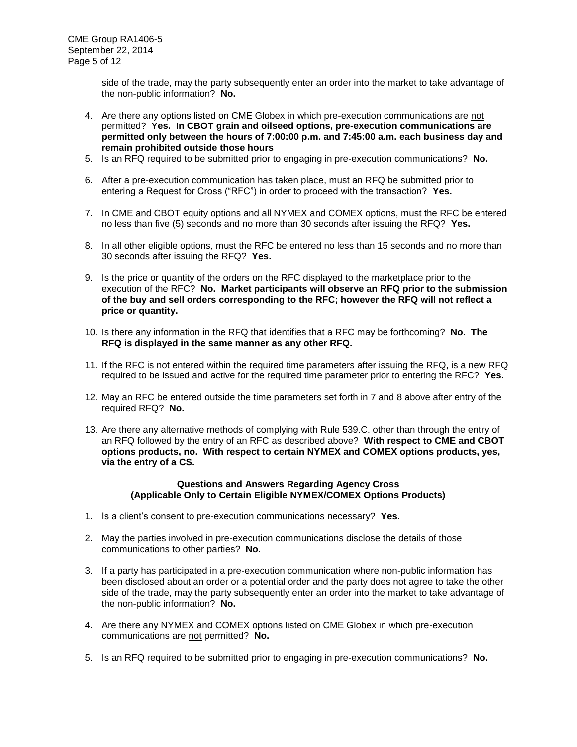side of the trade, may the party subsequently enter an order into the market to take advantage of the non-public information? **No.**

4. Are there any options listed on CME Globex in which pre-execution communications are not permitted? **Yes. In CBOT grain and oilseed options, pre-execution communications are permitted only between the hours of 7:00:00 p.m. and 7:45:00 a.m. each business day and remain prohibited outside those hours**
5. Is an RFQ required to be submitted prior to engaging in pre-execution communications? **No.**
6. After a pre-execution communication has taken place, must an RFQ be submitted prior to entering a Request for Cross ("RFC") in order to proceed with the transaction? **Yes.**
7. In CME and CBOT equity options and all NYMEX and COMEX options, must the RFC be entered no less than five (5) seconds and no more than 30 seconds after issuing the RFQ? **Yes.**
8. In all other eligible options, must the RFC be entered no less than 15 seconds and no more than 30 seconds after issuing the RFQ? **Yes.**
9. Is the price or quantity of the orders on the RFC displayed to the marketplace prior to the execution of the RFC? **No. Market participants will observe an RFQ prior to the submission of the buy and sell orders corresponding to the RFC; however the RFQ will not reflect a price or quantity.**
10. Is there any information in the RFQ that identifies that a RFC may be forthcoming? **No. The RFQ is displayed in the same manner as any other RFQ.**
11. If the RFC is not entered within the required time parameters after issuing the RFQ, is a new RFQ required to be issued and active for the required time parameter prior to entering the RFC? **Yes.**
12. May an RFC be entered outside the time parameters set forth in 7 and 8 above after entry of the required RFQ? **No.**
13. Are there any alternative methods of complying with Rule 539.C. other than through the entry of an RFQ followed by the entry of an RFC as described above? **With respect to CME and CBOT options products, no. With respect to certain NYMEX and COMEX options products, yes, via the entry of a CS.**

**Questions and Answers Regarding Agency Cross**
**(Applicable Only to Certain Eligible NYMEX/COMEX Options Products)**

1. Is a client's consent to pre-execution communications necessary? **Yes.**
2. May the parties involved in pre-execution communications disclose the details of those communications to other parties? **No.**
3. If a party has participated in a pre-execution communication where non-public information has been disclosed about an order or a potential order and the party does not agree to take the other side of the trade, may the party subsequently enter an order into the market to take advantage of the non-public information? **No.**
4. Are there any NYMEX and COMEX options listed on CME Globex in which pre-execution communications are not permitted? **No.**
5. Is an RFQ required to be submitted prior to engaging in pre-execution communications? **No.**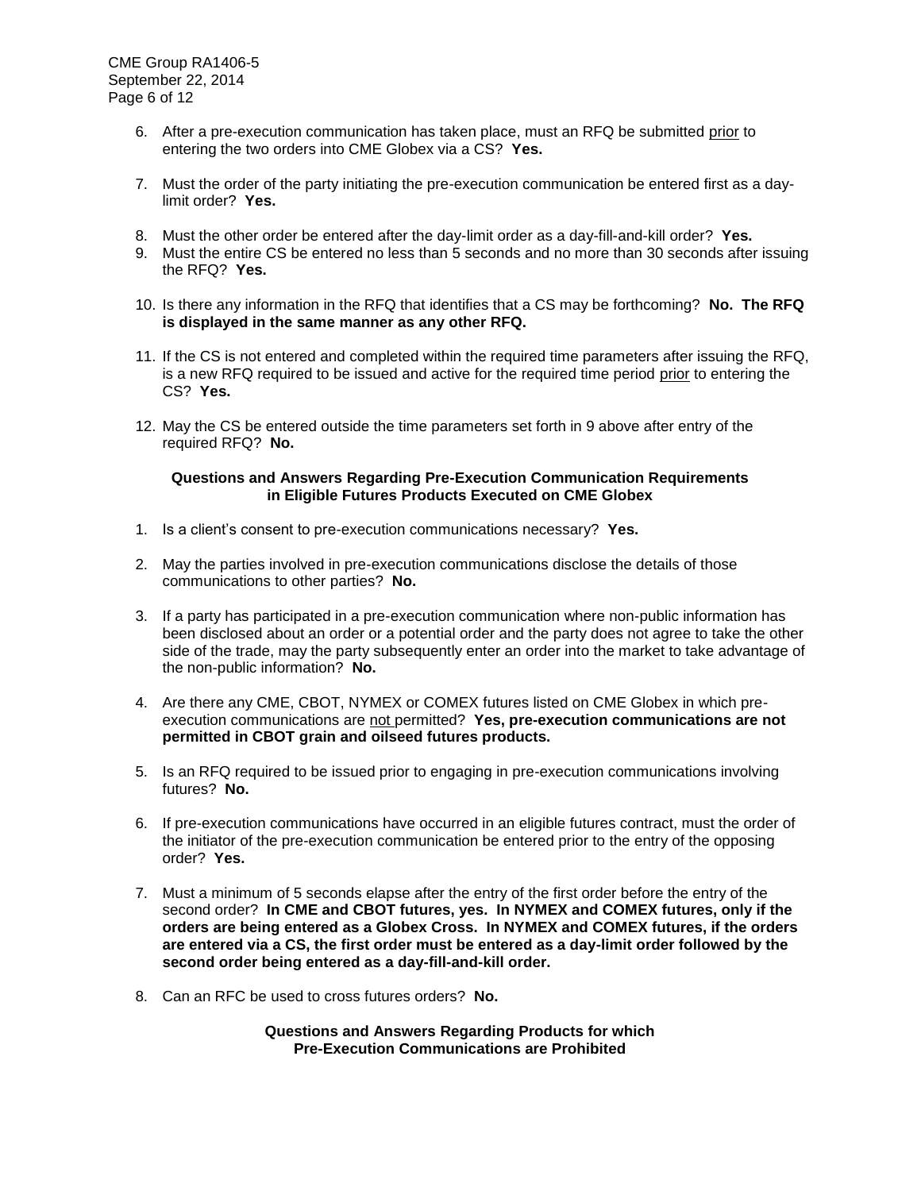6. After a pre-execution communication has taken place, must an RFQ be submitted prior to entering the two orders into CME Globex via a CS? **Yes.**

7. Must the order of the party initiating the pre-execution communication be entered first as a day-limit order? **Yes.**

8. Must the other order be entered after the day-limit order as a day-fill-and-kill order? **Yes.**
9. Must the entire CS be entered no less than 5 seconds and no more than 30 seconds after issuing the RFQ? **Yes.**

10. Is there any information in the RFQ that identifies that a CS may be forthcoming? **No. The RFQ is displayed in the same manner as any other RFQ.**

11. If the CS is not entered and completed within the required time parameters after issuing the RFQ, is a new RFQ required to be issued and active for the required time period prior to entering the CS? **Yes.**

12. May the CS be entered outside the time parameters set forth in 9 above after entry of the required RFQ? **No.**

**Questions and Answers Regarding Pre-Execution Communication Requirements in Eligible Futures Products Executed on CME Globex**

1. Is a client's consent to pre-execution communications necessary? **Yes.**

2. May the parties involved in pre-execution communications disclose the details of those communications to other parties? **No.**

3. If a party has participated in a pre-execution communication where non-public information has been disclosed about an order or a potential order and the party does not agree to take the other side of the trade, may the party subsequently enter an order into the market to take advantage of the non-public information? **No.**

4. Are there any CME, CBOT, NYMEX or COMEX futures listed on CME Globex in which pre-execution communications are not permitted? **Yes, pre-execution communications are not permitted in CBOT grain and oilseed futures products.**

5. Is an RFQ required to be issued prior to engaging in pre-execution communications involving futures? **No.**

6. If pre-execution communications have occurred in an eligible futures contract, must the order of the initiator of the pre-execution communication be entered prior to the entry of the opposing order? **Yes.**

7. Must a minimum of 5 seconds elapse after the entry of the first order before the entry of the second order? **In CME and CBOT futures, yes. In NYMEX and COMEX futures, only if the orders are being entered as a Globex Cross. In NYMEX and COMEX futures, if the orders are entered via a CS, the first order must be entered as a day-limit order followed by the second order being entered as a day-fill-and-kill order.**

8. Can an RFC be used to cross futures orders? **No.**

**Questions and Answers Regarding Products for which Pre-Execution Communications are Prohibited**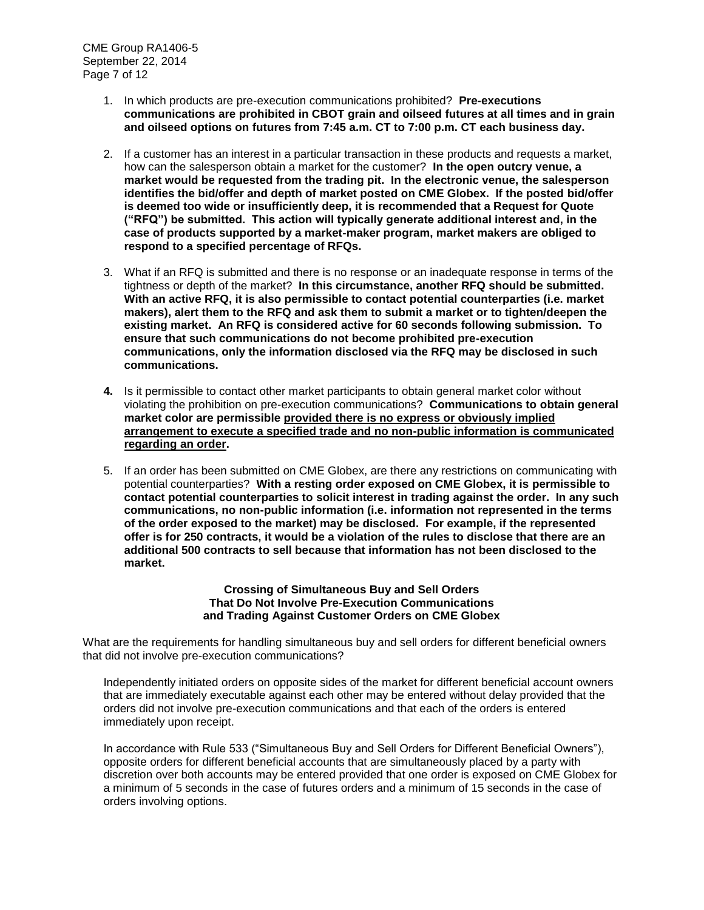1. In which products are pre-execution communications prohibited? **Pre-executions communications are prohibited in CBOT grain and oilseed futures at all times and in grain and oilseed options on futures from 7:45 a.m. CT to 7:00 p.m. CT each business day.**

2. If a customer has an interest in a particular transaction in these products and requests a market, how can the salesperson obtain a market for the customer? **In the open outcry venue, a market would be requested from the trading pit. In the electronic venue, the salesperson identifies the bid/offer and depth of market posted on CME Globex. If the posted bid/offer is deemed too wide or insufficiently deep, it is recommended that a Request for Quote ("RFQ") be submitted. This action will typically generate additional interest and, in the case of products supported by a market-maker program, market makers are obliged to respond to a specified percentage of RFQs.**

3. What if an RFQ is submitted and there is no response or an inadequate response in terms of the tightness or depth of the market? **In this circumstance, another RFQ should be submitted. With an active RFQ, it is also permissible to contact potential counterparties (i.e. market makers), alert them to the RFQ and ask them to submit a market or to tighten/deepen the existing market. An RFQ is considered active for 60 seconds following submission. To ensure that such communications do not become prohibited pre-execution communications, only the information disclosed via the RFQ may be disclosed in such communications.**

4. Is it permissible to contact other market participants to obtain general market color without violating the prohibition on pre-execution communications? **Communications to obtain general market color are permissible <u>provided there is no express or obviously implied arrangement to execute a specified trade and no non-public information is communicated regarding an order</u>.**

5. If an order has been submitted on CME Globex, are there any restrictions on communicating with potential counterparties? **With a resting order exposed on CME Globex, it is permissible to contact potential counterparties to solicit interest in trading against the order. In any such communications, no non-public information (i.e. information not represented in the terms of the order exposed to the market) may be disclosed. For example, if the represented offer is for 250 contracts, it would be a violation of the rules to disclose that there are an additional 500 contracts to sell because that information has not been disclosed to the market.**

**Crossing of Simultaneous Buy and Sell Orders That Do Not Involve Pre-Execution Communications and Trading Against Customer Orders on CME Globex**

What are the requirements for handling simultaneous buy and sell orders for different beneficial owners that did not involve pre-execution communications?

Independently initiated orders on opposite sides of the market for different beneficial account owners that are immediately executable against each other may be entered without delay provided that the orders did not involve pre-execution communications and that each of the orders is entered immediately upon receipt.

In accordance with Rule 533 ("Simultaneous Buy and Sell Orders for Different Beneficial Owners"), opposite orders for different beneficial accounts that are simultaneously placed by a party with discretion over both accounts may be entered provided that one order is exposed on CME Globex for a minimum of 5 seconds in the case of futures orders and a minimum of 15 seconds in the case of orders involving options.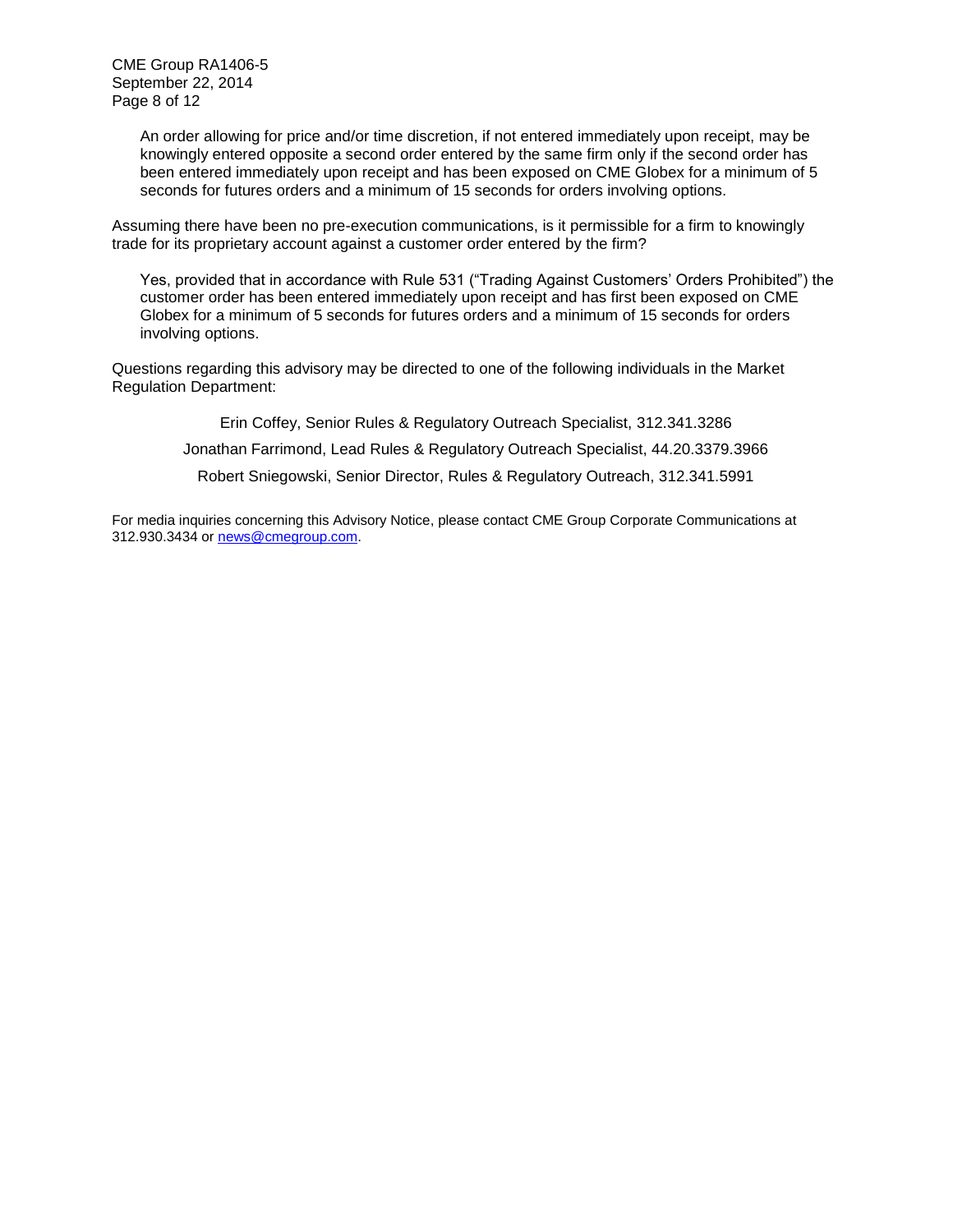An order allowing for price and/or time discretion, if not entered immediately upon receipt, may be knowingly entered opposite a second order entered by the same firm only if the second order has been entered immediately upon receipt and has been exposed on CME Globex for a minimum of 5 seconds for futures orders and a minimum of 15 seconds for orders involving options.

Assuming there have been no pre-execution communications, is it permissible for a firm to knowingly trade for its proprietary account against a customer order entered by the firm?

Yes, provided that in accordance with Rule 531 ("Trading Against Customers' Orders Prohibited") the customer order has been entered immediately upon receipt and has first been exposed on CME Globex for a minimum of 5 seconds for futures orders and a minimum of 15 seconds for orders involving options.

Questions regarding this advisory may be directed to one of the following individuals in the Market Regulation Department:

Erin Coffey, Senior Rules & Regulatory Outreach Specialist, 312.341.3286

Jonathan Farrimond, Lead Rules & Regulatory Outreach Specialist, 44.20.3379.3966

Robert Sniegowski, Senior Director, Rules & Regulatory Outreach, 312.341.5991

For media inquiries concerning this Advisory Notice, please contact CME Group Corporate Communications at 312.930.3434 or news@cmegroup.com.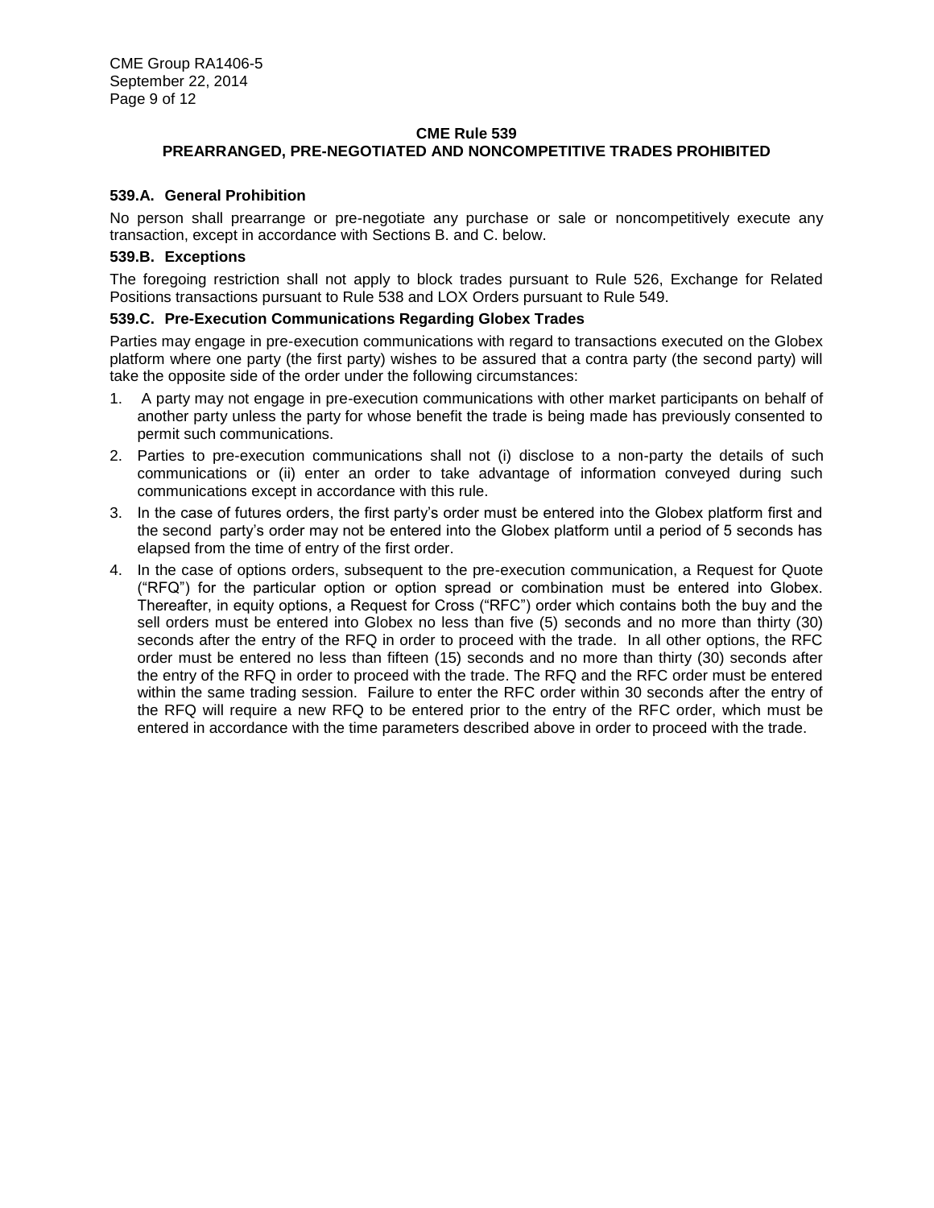## CME Rule 539

## PREARRANGED, PRE-NEGOTIATED AND NONCOMPETITIVE TRADES PROHIBITED

### 539.A. General Prohibition

No person shall prearrange or pre-negotiate any purchase or sale or noncompetitively execute any transaction, except in accordance with Sections B. and C. below.

### 539.B. Exceptions

The foregoing restriction shall not apply to block trades pursuant to Rule 526, Exchange for Related Positions transactions pursuant to Rule 538 and LOX Orders pursuant to Rule 549.

### 539.C. Pre-Execution Communications Regarding Globex Trades

Parties may engage in pre-execution communications with regard to transactions executed on the Globex platform where one party (the first party) wishes to be assured that a contra party (the second party) will take the opposite side of the order under the following circumstances:

1. A party may not engage in pre-execution communications with other market participants on behalf of another party unless the party for whose benefit the trade is being made has previously consented to permit such communications.
2. Parties to pre-execution communications shall not (i) disclose to a non-party the details of such communications or (ii) enter an order to take advantage of information conveyed during such communications except in accordance with this rule.
3. In the case of futures orders, the first party's order must be entered into the Globex platform first and the second party's order may not be entered into the Globex platform until a period of 5 seconds has elapsed from the time of entry of the first order.
4. In the case of options orders, subsequent to the pre-execution communication, a Request for Quote ("RFQ") for the particular option or option spread or combination must be entered into Globex. Thereafter, in equity options, a Request for Cross ("RFC") order which contains both the buy and the sell orders must be entered into Globex no less than five (5) seconds and no more than thirty (30) seconds after the entry of the RFQ in order to proceed with the trade. In all other options, the RFC order must be entered no less than fifteen (15) seconds and no more than thirty (30) seconds after the entry of the RFQ in order to proceed with the trade. The RFQ and the RFC order must be entered within the same trading session. Failure to enter the RFC order within 30 seconds after the entry of the RFQ will require a new RFQ to be entered prior to the entry of the RFC order, which must be entered in accordance with the time parameters described above in order to proceed with the trade.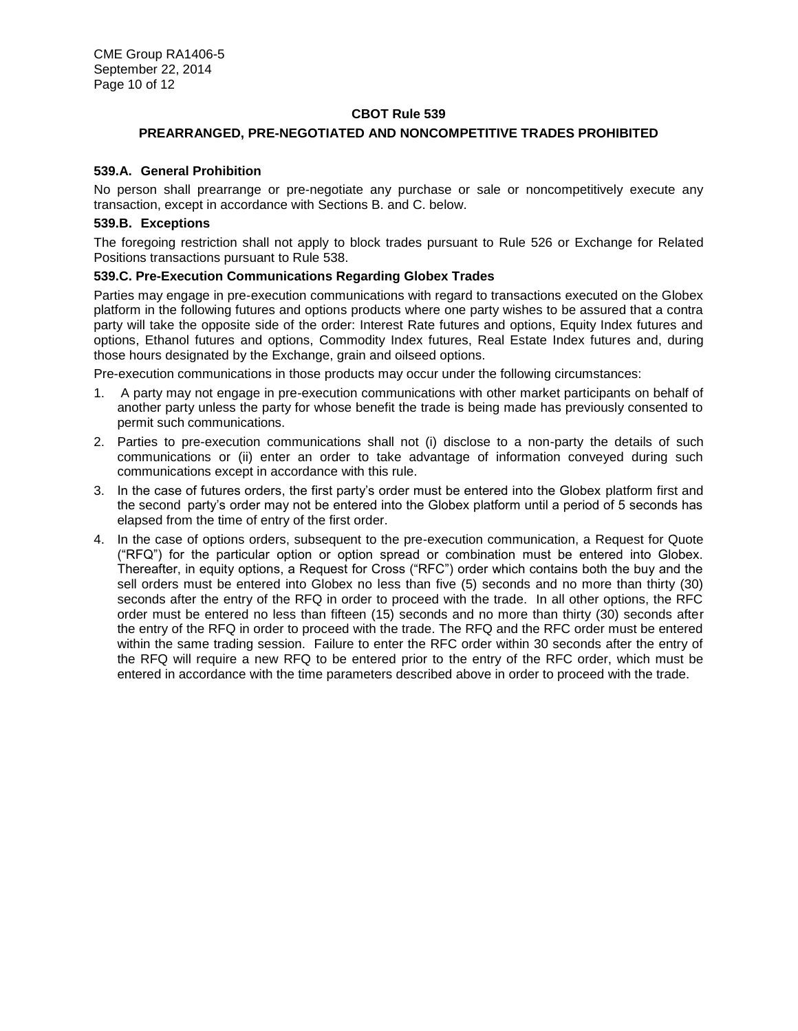## CBOT Rule 539

## PREARRANGED, PRE-NEGOTIATED AND NONCOMPETITIVE TRADES PROHIBITED

### 539.A. General Prohibition

No person shall prearrange or pre-negotiate any purchase or sale or noncompetitively execute any transaction, except in accordance with Sections B. and C. below.

### 539.B. Exceptions

The foregoing restriction shall not apply to block trades pursuant to Rule 526 or Exchange for Related Positions transactions pursuant to Rule 538.

### 539.C. Pre-Execution Communications Regarding Globex Trades

Parties may engage in pre-execution communications with regard to transactions executed on the Globex platform in the following futures and options products where one party wishes to be assured that a contra party will take the opposite side of the order: Interest Rate futures and options, Equity Index futures and options, Ethanol futures and options, Commodity Index futures, Real Estate Index futures and, during those hours designated by the Exchange, grain and oilseed options.

Pre-execution communications in those products may occur under the following circumstances:

1. A party may not engage in pre-execution communications with other market participants on behalf of another party unless the party for whose benefit the trade is being made has previously consented to permit such communications.
2. Parties to pre-execution communications shall not (i) disclose to a non-party the details of such communications or (ii) enter an order to take advantage of information conveyed during such communications except in accordance with this rule.
3. In the case of futures orders, the first party's order must be entered into the Globex platform first and the second party's order may not be entered into the Globex platform until a period of 5 seconds has elapsed from the time of entry of the first order.
4. In the case of options orders, subsequent to the pre-execution communication, a Request for Quote ("RFQ") for the particular option or option spread or combination must be entered into Globex. Thereafter, in equity options, a Request for Cross ("RFC") order which contains both the buy and the sell orders must be entered into Globex no less than five (5) seconds and no more than thirty (30) seconds after the entry of the RFQ in order to proceed with the trade. In all other options, the RFC order must be entered no less than fifteen (15) seconds and no more than thirty (30) seconds after the entry of the RFQ in order to proceed with the trade. The RFQ and the RFC order must be entered within the same trading session. Failure to enter the RFC order within 30 seconds after the entry of the RFQ will require a new RFQ to be entered prior to the entry of the RFC order, which must be entered in accordance with the time parameters described above in order to proceed with the trade.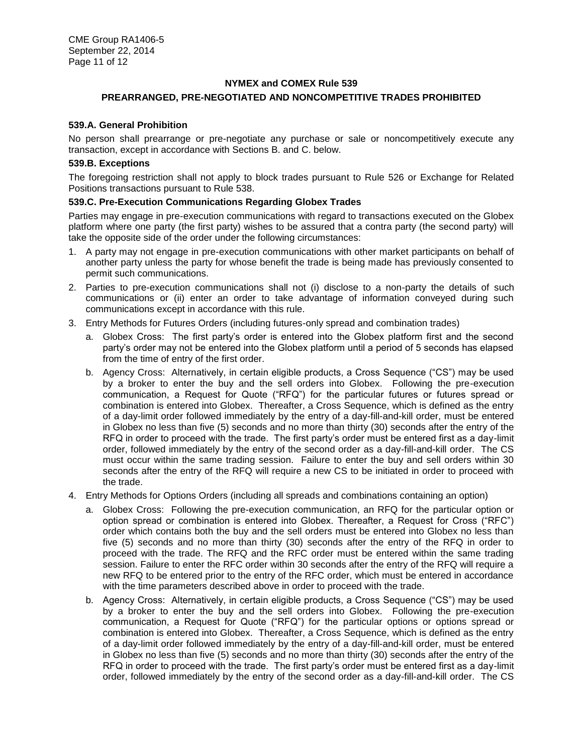## NYMEX and COMEX Rule 539

## PREARRANGED, PRE-NEGOTIATED AND NONCOMPETITIVE TRADES PROHIBITED

### 539.A. General Prohibition

No person shall prearrange or pre-negotiate any purchase or sale or noncompetitively execute any transaction, except in accordance with Sections B. and C. below.

### 539.B. Exceptions

The foregoing restriction shall not apply to block trades pursuant to Rule 526 or Exchange for Related Positions transactions pursuant to Rule 538.

### 539.C. Pre-Execution Communications Regarding Globex Trades

Parties may engage in pre-execution communications with regard to transactions executed on the Globex platform where one party (the first party) wishes to be assured that a contra party (the second party) will take the opposite side of the order under the following circumstances:

1. A party may not engage in pre-execution communications with other market participants on behalf of another party unless the party for whose benefit the trade is being made has previously consented to permit such communications.
2. Parties to pre-execution communications shall not (i) disclose to a non-party the details of such communications or (ii) enter an order to take advantage of information conveyed during such communications except in accordance with this rule.
3. Entry Methods for Futures Orders (including futures-only spread and combination trades)
   a. Globex Cross: The first party's order is entered into the Globex platform first and the second party's order may not be entered into the Globex platform until a period of 5 seconds has elapsed from the time of entry of the first order.
   b. Agency Cross: Alternatively, in certain eligible products, a Cross Sequence ("CS") may be used by a broker to enter the buy and the sell orders into Globex. Following the pre-execution communication, a Request for Quote ("RFQ") for the particular futures or futures spread or combination is entered into Globex. Thereafter, a Cross Sequence, which is defined as the entry of a day-limit order followed immediately by the entry of a day-fill-and-kill order, must be entered in Globex no less than five (5) seconds and no more than thirty (30) seconds after the entry of the RFQ in order to proceed with the trade. The first party's order must be entered first as a day-limit order, followed immediately by the entry of the second order as a day-fill-and-kill order. The CS must occur within the same trading session. Failure to enter the buy and sell orders within 30 seconds after the entry of the RFQ will require a new CS to be initiated in order to proceed with the trade.
4. Entry Methods for Options Orders (including all spreads and combinations containing an option)
   a. Globex Cross: Following the pre-execution communication, an RFQ for the particular option or option spread or combination is entered into Globex. Thereafter, a Request for Cross ("RFC") order which contains both the buy and the sell orders must be entered into Globex no less than five (5) seconds and no more than thirty (30) seconds after the entry of the RFQ in order to proceed with the trade. The RFQ and the RFC order must be entered within the same trading session. Failure to enter the RFC order within 30 seconds after the entry of the RFQ will require a new RFQ to be entered prior to the entry of the RFC order, which must be entered in accordance with the time parameters described above in order to proceed with the trade.
   b. Agency Cross: Alternatively, in certain eligible products, a Cross Sequence ("CS") may be used by a broker to enter the buy and the sell orders into Globex. Following the pre-execution communication, a Request for Quote ("RFQ") for the particular options or options spread or combination is entered into Globex. Thereafter, a Cross Sequence, which is defined as the entry of a day-limit order followed immediately by the entry of a day-fill-and-kill order, must be entered in Globex no less than five (5) seconds and no more than thirty (30) seconds after the entry of the RFQ in order to proceed with the trade. The first party's order must be entered first as a day-limit order, followed immediately by the entry of the second order as a day-fill-and-kill order. The CS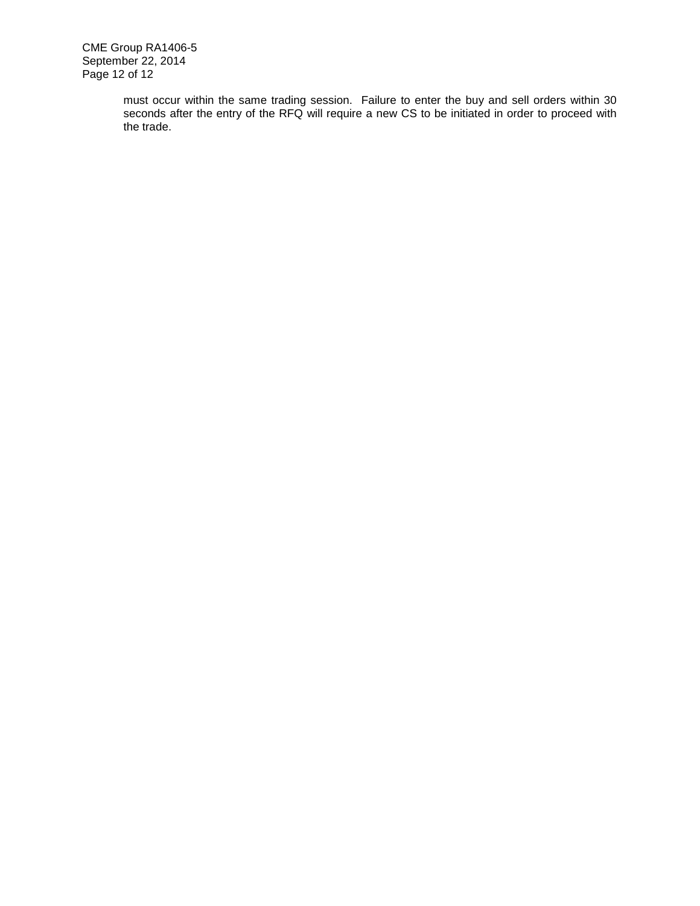must occur within the same trading session. Failure to enter the buy and sell orders within 30 seconds after the entry of the RFQ will require a new CS to be initiated in order to proceed with the trade.